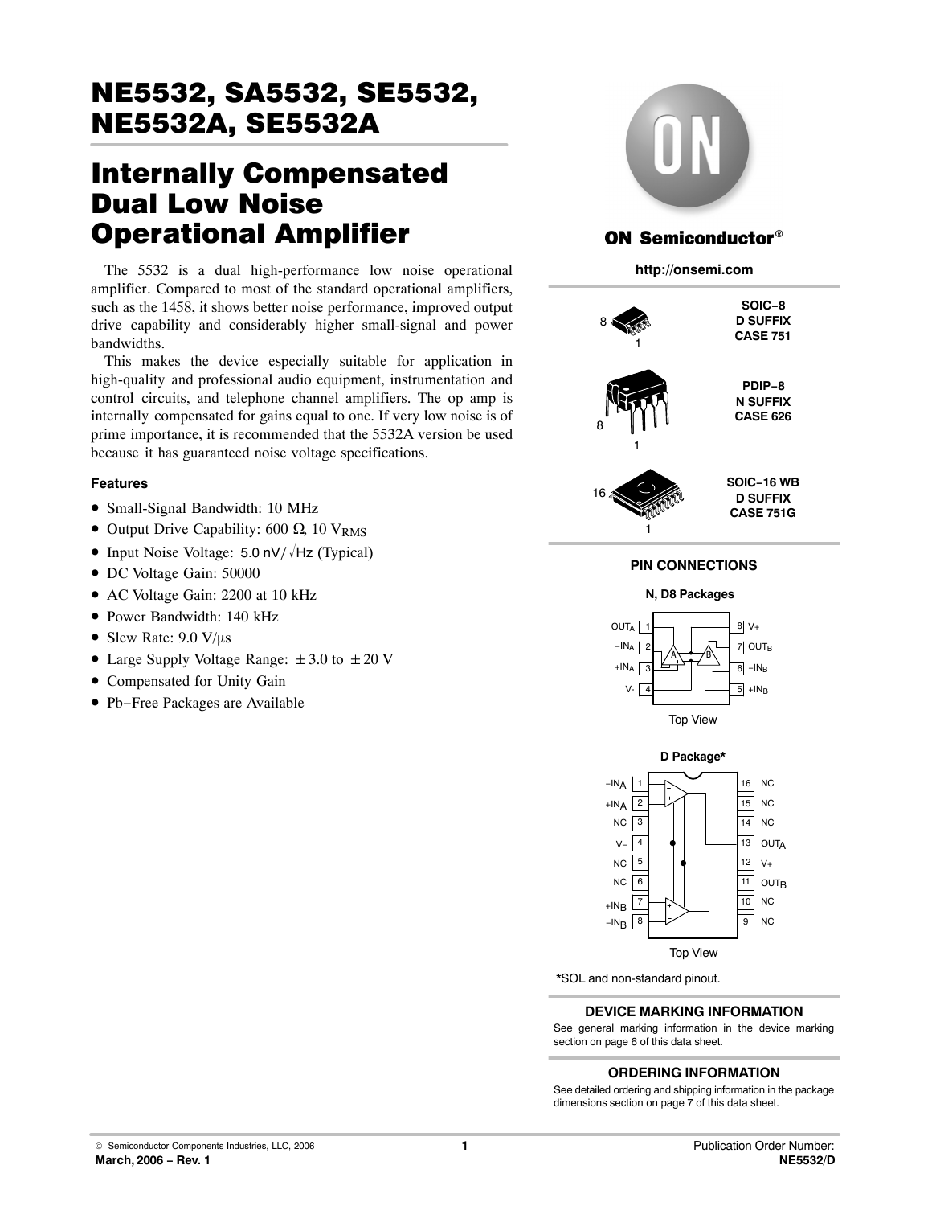# NE5532, SA5532, SE5532, NE5532A, SE5532A

# Internally Compensated Dual Low Noise Operational Amplifier

The 5532 is a dual high-performance low noise operational amplifier. Compared to most of the standard operational amplifiers, such as the 1458, it shows better noise performance, improved output drive capability and considerably higher small-signal and power bandwidths.

This makes the device especially suitable for application in high-quality and professional audio equipment, instrumentation and control circuits, and telephone channel amplifiers. The op amp is internally compensated for gains equal to one. If very low noise is of prime importance, it is recommended that the 5532A version be used because it has guaranteed noise voltage specifications.

### Features

- Small-Signal Bandwidth: 10 MHz
- Output Drive Capability: 600 Ω, 10 $V_{RMS}$
- Input Noise Voltage: 5.0 nV/$\sqrt{Hz}$ (Typical)
- DC Voltage Gain: 50000
- AC Voltage Gain: 2200 at 10 kHz
- Power Bandwidth: 140 kHz
- Slew Rate: 9.0 V/μs
- Large Supply Voltage Range: ±3.0 to ±20 V
- Compensated for Unity Gain
- Pb−Free Packages are Available

**ON Semiconductor®**

**http://onsemi.com**

**SOIC−8**
**D SUFFIX**
**CASE 751**

**PDIP−8**
**N SUFFIX**
**CASE 626**

**SOIC−16 WB**
**D SUFFIX**
**CASE 751G**

### PIN CONNECTIONS

**N, D8 Packages**

| Pin | Function | Pin | Function |
|---|---|---|---|
| 1 | $OUT_A$ | 8 | V+ |
| 2 | $-IN_A$ | 7 | $OUT_B$ |
| 3 | $+IN_A$ | 6 | $-IN_B$ |
| 4 | V- | 5 | $+IN_B$ |

Top View

**D Package***

| Pin | Function | Pin | Function |
|---|---|---|---|
| 1 | $-IN_A$ | 16 | NC |
| 2 | $+IN_A$ | 15 | NC |
| 3 | NC | 14 | NC |
| 4 | V− | 13 | $OUT_A$ |
| 5 | NC | 12 | V+ |
| 6 | NC | 11 | $OUT_B$ |
| 7 | $+IN_B$ | 10 | NC |
| 8 | $-IN_B$ | 9 | NC |

Top View

*SOL and non-standard pinout.

### DEVICE MARKING INFORMATION

See general marking information in the device marking section on page 6 of this data sheet.

### ORDERING INFORMATION

See detailed ordering and shipping information in the package dimensions section on page 7 of this data sheet.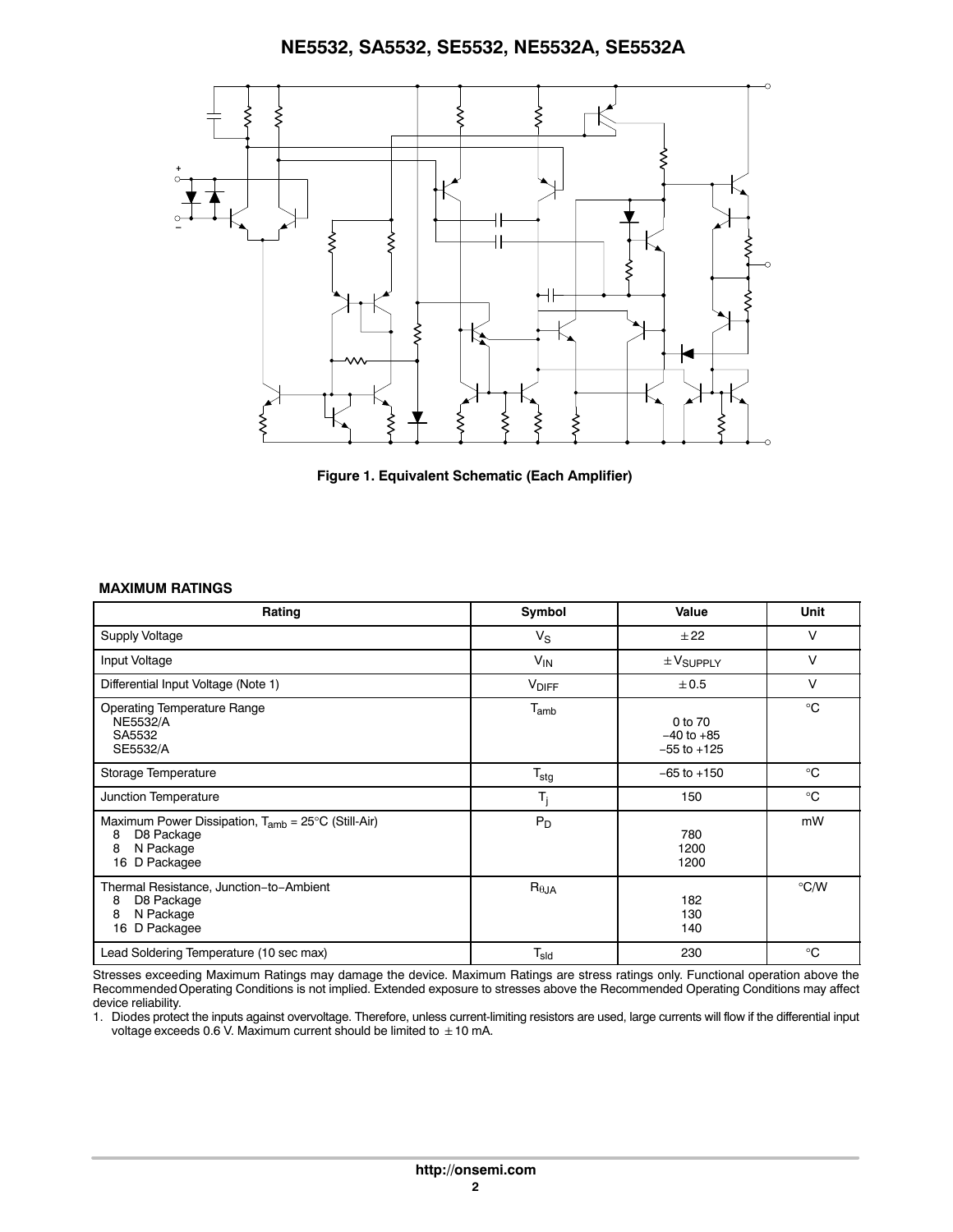Figure 1. Equivalent Schematic (Each Amplifier)

**MAXIMUM RATINGS**

| Rating | Symbol | Value | Unit |
| --- | --- | --- | --- |
| Supply Voltage | $V_S$ | ±22 | V |
| Input Voltage | $V_{IN}$ | ±$V_{SUPPLY}$ | V |
| Differential Input Voltage (Note 1) | $V_{DIFF}$ | ±0.5 | V |
| Operating Temperature Range<br>NE5532/A<br>SA5532<br>SE5532/A | $T_{amb}$ | <br>0 to 70<br>−40 to +85<br>−55 to +125 | °C |
| Storage Temperature | $T_{stg}$ | −65 to +150 | °C |
| Junction Temperature | $T_j$ | 150 | °C |
| Maximum Power Dissipation, $T_{amb}$ = 25°C (Still-Air)<br>8 D8 Package<br>8 N Package<br>16 D Packagee | $P_D$ | <br>780<br>1200<br>1200 | mW |
| Thermal Resistance, Junction−to−Ambient<br>8 D8 Package<br>8 N Package<br>16 D Packagee | $R_{\theta JA}$ | <br>182<br>130<br>140 | °C/W |
| Lead Soldering Temperature (10 sec max) | $T_{sld}$ | 230 | °C |

Stresses exceeding Maximum Ratings may damage the device. Maximum Ratings are stress ratings only. Functional operation above the Recommended Operating Conditions is not implied. Extended exposure to stresses above the Recommended Operating Conditions may affect device reliability.

1. Diodes protect the inputs against overvoltage. Therefore, unless current-limiting resistors are used, large currents will flow if the differential input voltage exceeds 0.6 V. Maximum current should be limited to ±10 mA.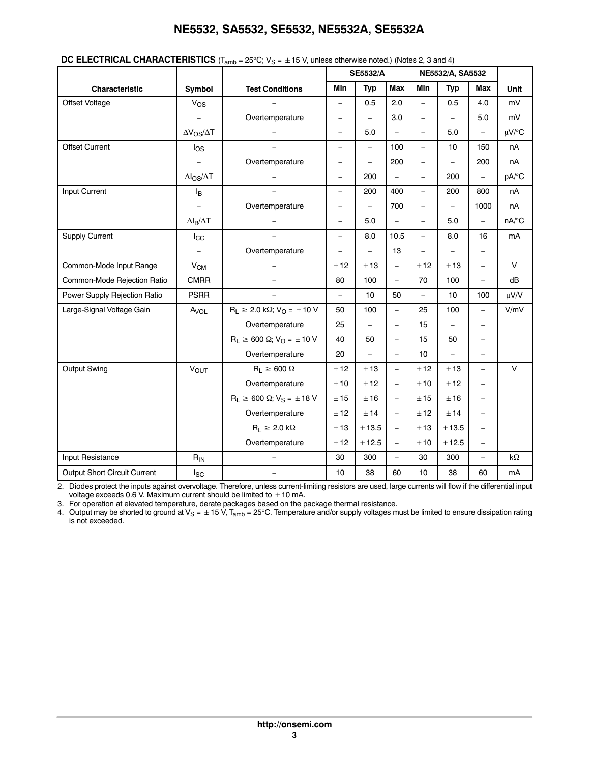**DC ELECTRICAL CHARACTERISTICS** ($T_{amb}$ = 25°C; $V_S$ = ±15 V, unless otherwise noted.) (Notes 2, 3 and 4)

| Characteristic | Symbol | Test Conditions | SE5532/A | | | NE5532/A, SA5532 | | | Unit |
|---|---|---|---|---|---|---|---|---|---|
| | | | Min | Typ | Max | Min | Typ | Max | |
| Offset Voltage | $V_{OS}$ | – | – | 0.5 | 2.0 | – | 0.5 | 4.0 | mV |
| | – | Overtemperature | – | – | 3.0 | – | – | 5.0 | mV |
| | $\Delta V_{OS}/\Delta T$ | – | – | 5.0 | – | – | 5.0 | – | μV/°C |
| Offset Current | $I_{OS}$ | – | – | – | 100 | – | 10 | 150 | nA |
| | – | Overtemperature | – | – | 200 | – | – | 200 | nA |
| | $\Delta I_{OS}/\Delta T$ | – | – | 200 | – | – | 200 | – | pA/°C |
| Input Current | $I_B$ | – | – | 200 | 400 | – | 200 | 800 | nA |
| | – | Overtemperature | – | – | 700 | – | – | 1000 | nA |
| | $\Delta I_B/\Delta T$ | – | – | 5.0 | – | – | 5.0 | – | nA/°C |
| Supply Current | $I_{CC}$ | – | – | 8.0 | 10.5 | – | 8.0 | 16 | mA |
| | – | Overtemperature | – | – | 13 | – | – | – | |
| Common-Mode Input Range | $V_{CM}$ | – | ±12 | ±13 | – | ±12 | ±13 | – | V |
| Common-Mode Rejection Ratio | CMRR | – | 80 | 100 | – | 70 | 100 | – | dB |
| Power Supply Rejection Ratio | PSRR | – | – | 10 | 50 | – | 10 | 100 | μV/V |
| Large-Signal Voltage Gain | $A_{VOL}$ | $R_L \geq 2.0$ kΩ; $V_O = \pm 10$ V | 50 | 100 | – | 25 | 100 | – | V/mV |
| | | Overtemperature | 25 | – | – | 15 | – | – | |
| | | $R_L \geq 600$ Ω; $V_O = \pm 10$ V | 40 | 50 | – | 15 | 50 | – | |
| | | Overtemperature | 20 | – | – | 10 | – | – | |
| Output Swing | $V_{OUT}$ | $R_L \geq 600$ Ω | ±12 | ±13 | – | ±12 | ±13 | – | V |
| | | Overtemperature | ±10 | ±12 | – | ±10 | ±12 | – | |
| | | $R_L \geq 600$ Ω; $V_S = \pm 18$ V | ±15 | ±16 | – | ±15 | ±16 | – | |
| | | Overtemperature | ±12 | ±14 | – | ±12 | ±14 | – | |
| | | $R_L \geq 2.0$ kΩ | ±13 | ±13.5 | – | ±13 | ±13.5 | – | |
| | | Overtemperature | ±12 | ±12.5 | – | ±10 | ±12.5 | – | |
| Input Resistance | $R_{IN}$ | – | 30 | 300 | – | 30 | 300 | – | kΩ |
| Output Short Circuit Current | $I_{SC}$ | – | 10 | 38 | 60 | 10 | 38 | 60 | mA |

2. Diodes protect the inputs against overvoltage. Therefore, unless current-limiting resistors are used, large currents will flow if the differential input voltage exceeds 0.6 V. Maximum current should be limited to ±10 mA.
3. For operation at elevated temperature, derate packages based on the package thermal resistance.
4. Output may be shorted to ground at $V_S$ = ±15 V, $T_{amb}$ = 25°C. Temperature and/or supply voltages must be limited to ensure dissipation rating is not exceeded.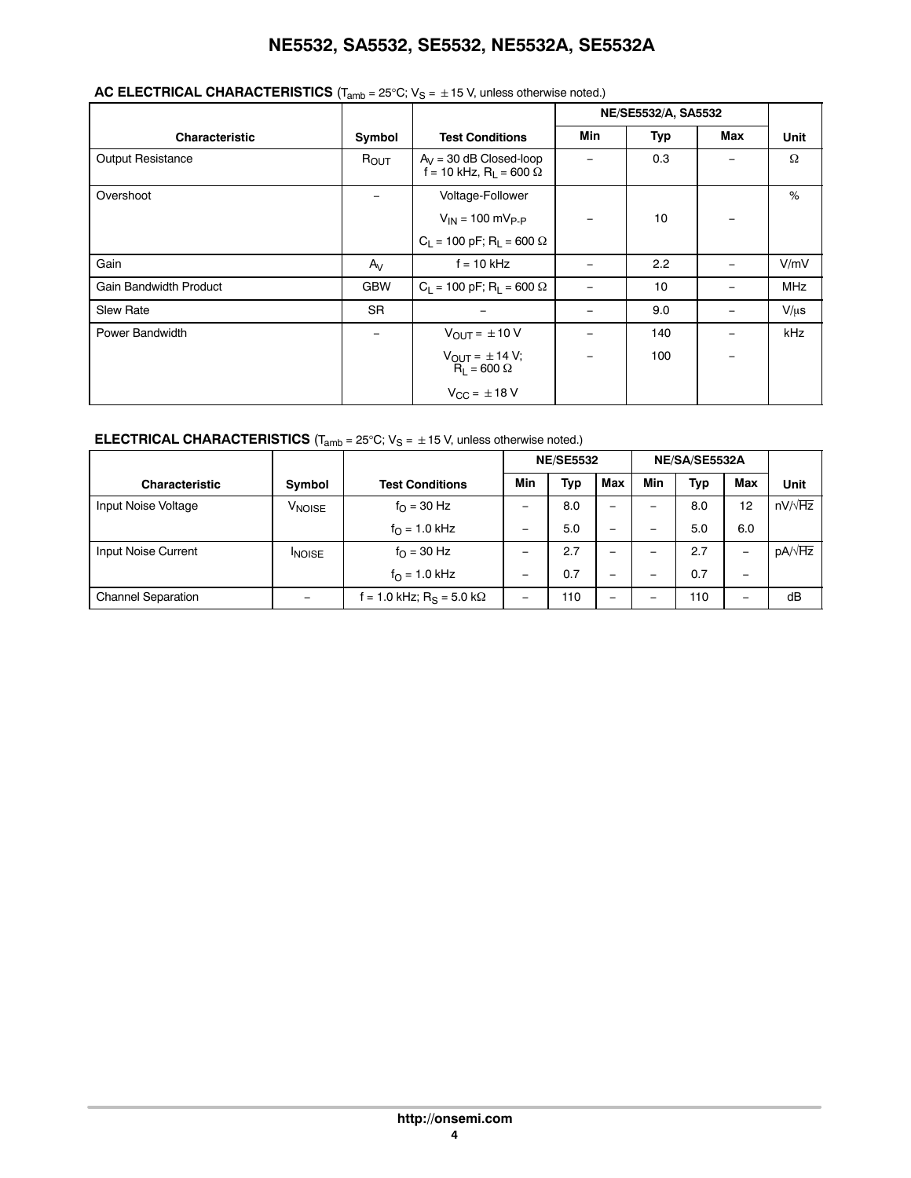**AC ELECTRICAL CHARACTERISTICS** ($T_{amb}$ = 25°C; $V_S$ = ±15 V, unless otherwise noted.)

| Characteristic | Symbol | Test Conditions | NE/SE5532/A, SA5532 | | | Unit |
|---|---|---|---|---|---|---|
| | | | Min | Typ | Max | |
| Output Resistance | $R_{OUT}$ | $A_V$ = 30 dB Closed-loop f = 10 kHz, $R_L$ = 600 Ω | – | 0.3 | – | Ω |
| Overshoot | – | Voltage-Follower $V_{IN}$ = 100 $mV_{P-P}$ $C_L$ = 100 pF; $R_L$ = 600 Ω | – | 10 | – | % |
| Gain | $A_V$ | f = 10 kHz | – | 2.2 | – | V/mV |
| Gain Bandwidth Product | GBW | $C_L$ = 100 pF; $R_L$ = 600 Ω | – | 10 | – | MHz |
| Slew Rate | SR | – | – | 9.0 | – | V/μs |
| Power Bandwidth | – | $V_{OUT}$ = ±10 V | – | 140 | – | kHz |
| | | $V_{OUT}$ = ±14 V; $R_L$ = 600 Ω $V_{CC}$ = ±18 V | – | 100 | – | |

**ELECTRICAL CHARACTERISTICS** ($T_{amb}$ = 25°C; $V_S$ = ±15 V, unless otherwise noted.)

| Characteristic | Symbol | Test Conditions | NE/SE5532 | | | NE/SA/SE5532A | | | Unit |
|---|---|---|---|---|---|---|---|---|---|
| | | | Min | Typ | Max | Min | Typ | Max | |
| Input Noise Voltage | $V_{NOISE}$ | $f_O$ = 30 Hz | – | 8.0 | – | – | 8.0 | 12 | nV/√Hz |
| | | $f_O$ = 1.0 kHz | – | 5.0 | – | – | 5.0 | 6.0 | |
| Input Noise Current | $I_{NOISE}$ | $f_O$ = 30 Hz | – | 2.7 | – | – | 2.7 | – | pA/√Hz |
| | | $f_O$ = 1.0 kHz | – | 0.7 | – | – | 0.7 | – | |
| Channel Separation | – | f = 1.0 kHz; $R_S$ = 5.0 kΩ | – | 110 | – | – | 110 | – | dB |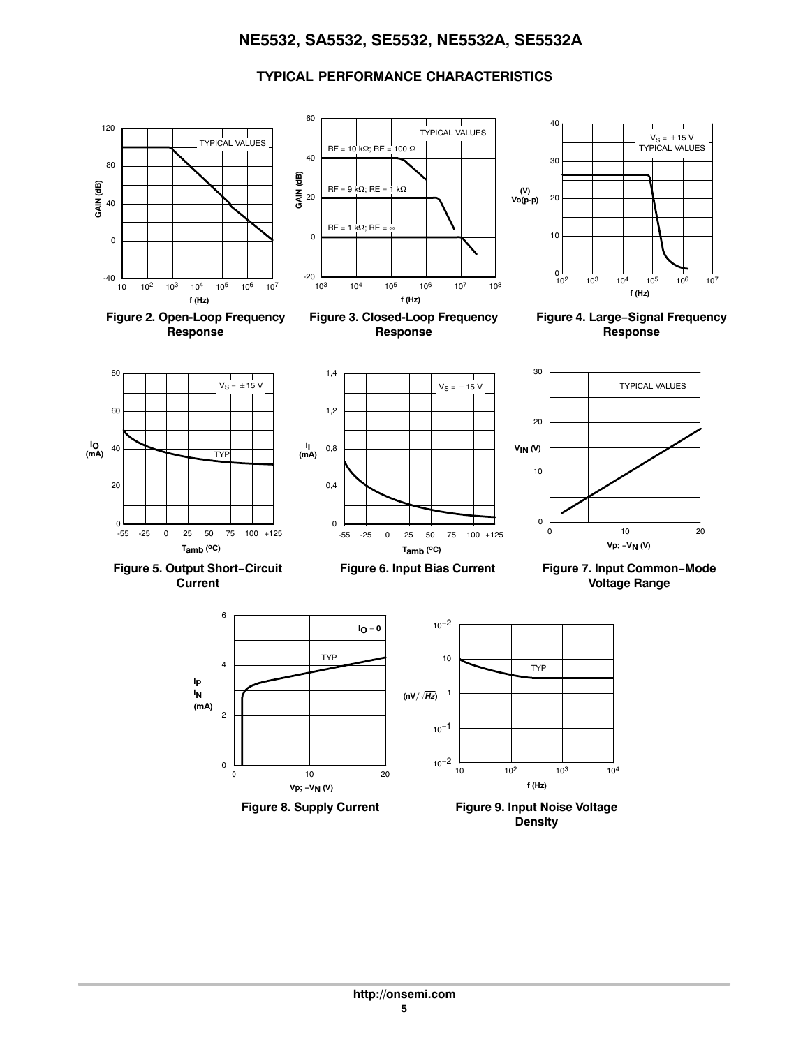## TYPICAL PERFORMANCE CHARACTERISTICS

Figure 2. Open-Loop Frequency Response

Figure 3. Closed-Loop Frequency Response

Figure 4. Large−Signal Frequency Response

Figure 5. Output Short−Circuit Current

Figure 6. Input Bias Current

Figure 7. Input Common−Mode Voltage Range

Figure 8. Supply Current

Figure 9. Input Noise Voltage Density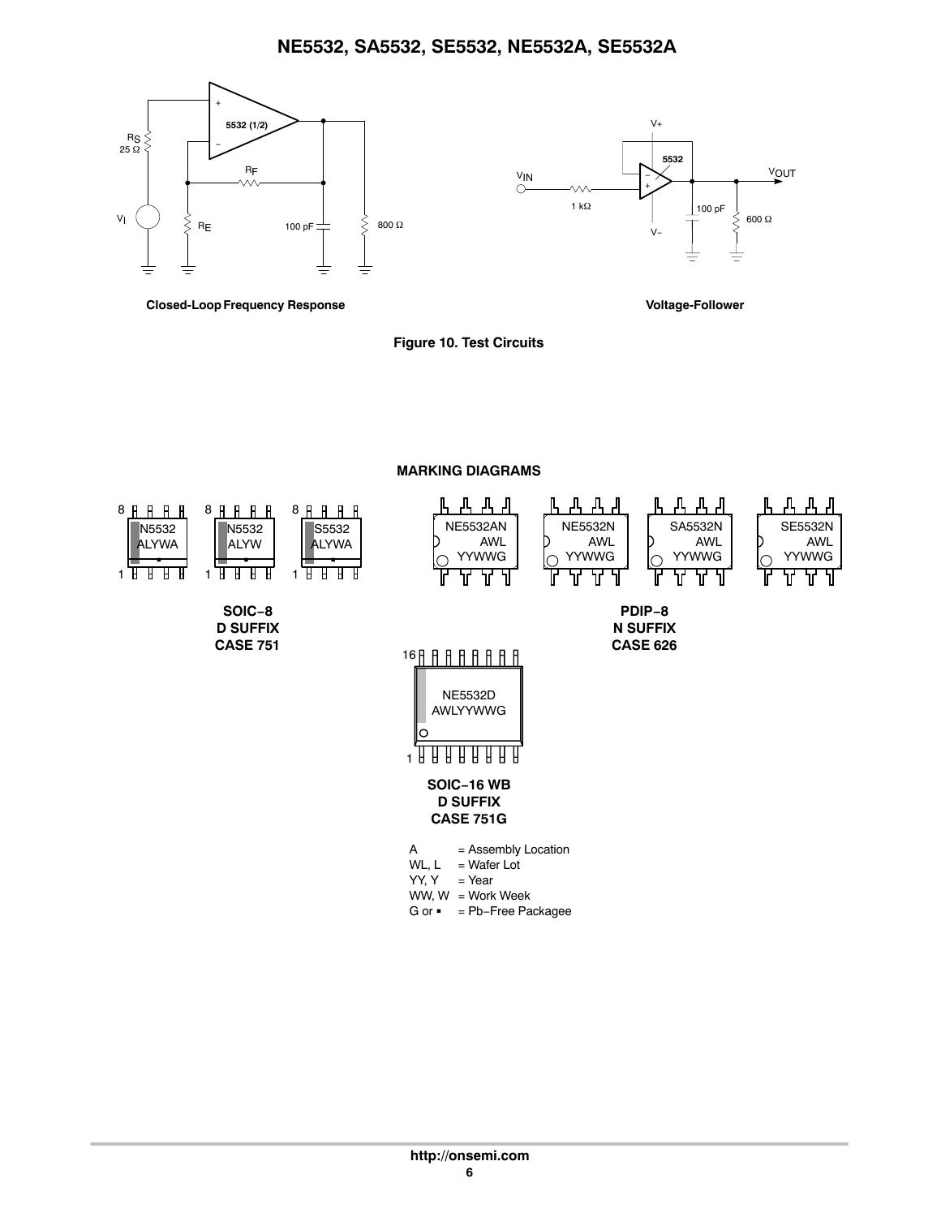Closed-Loop Frequency Response

Voltage-Follower

**Figure 10. Test Circuits**

## MARKING DIAGRAMS

N5532
ALYWA

N5532
ALYW

S5532
ALYWA

**SOIC−8**
**D SUFFIX**
**CASE 751**

NE5532AN
AWL
YYWWG

NE5532N
AWL
YYWWG

SA5532N
AWL
YYWWG

SE5532N
AWL
YYWWG

**PDIP−8**
**N SUFFIX**
**CASE 626**

NE5532D
AWLYYWWG

**SOIC−16 WB**
**D SUFFIX**
**CASE 751G**

A = Assembly Location
WL, L = Wafer Lot
YY, Y = Year
WW, W = Work Week
G or ▪ = Pb−Free Packagee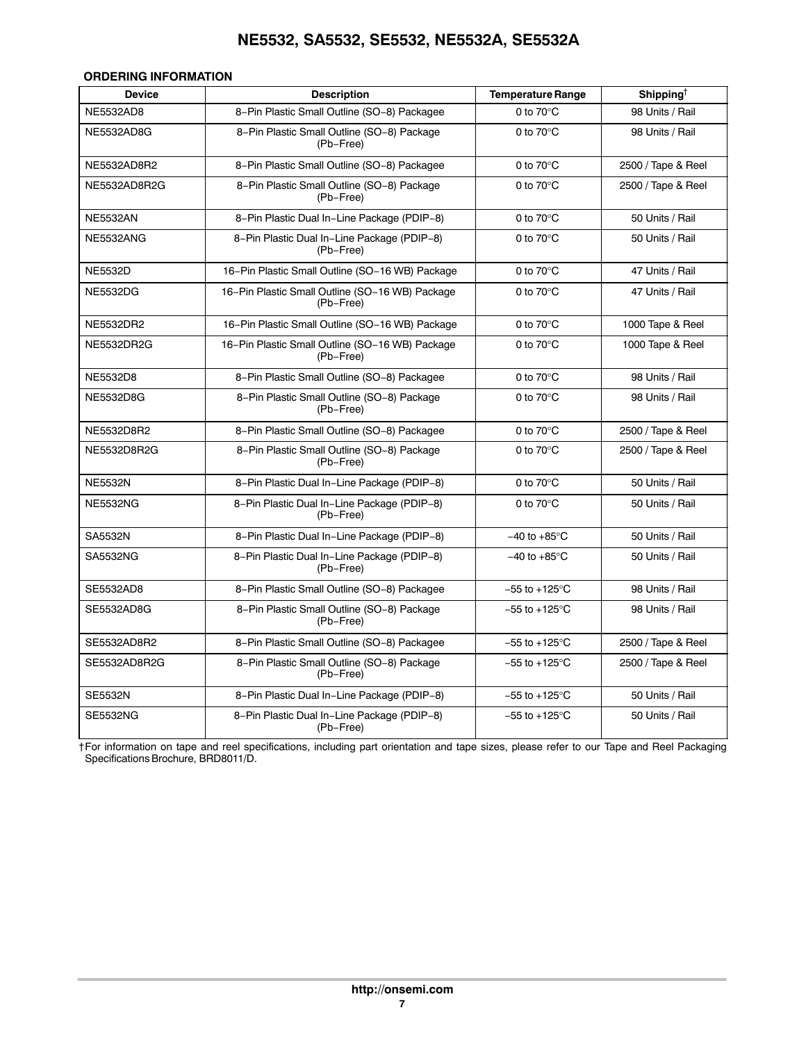### ORDERING INFORMATION

| Device | Description | Temperature Range | Shipping† |
|---|---|---|---|
| NE5532AD8 | 8−Pin Plastic Small Outline (SO−8) Packagee | 0 to 70°C | 98 Units / Rail |
| NE5532AD8G | 8−Pin Plastic Small Outline (SO−8) Package (Pb−Free) | 0 to 70°C | 98 Units / Rail |
| NE5532AD8R2 | 8−Pin Plastic Small Outline (SO−8) Packagee | 0 to 70°C | 2500 / Tape & Reel |
| NE5532AD8R2G | 8−Pin Plastic Small Outline (SO−8) Package (Pb−Free) | 0 to 70°C | 2500 / Tape & Reel |
| NE5532AN | 8−Pin Plastic Dual In−Line Package (PDIP−8) | 0 to 70°C | 50 Units / Rail |
| NE5532ANG | 8−Pin Plastic Dual In−Line Package (PDIP−8) (Pb−Free) | 0 to 70°C | 50 Units / Rail |
| NE5532D | 16−Pin Plastic Small Outline (SO−16 WB) Package | 0 to 70°C | 47 Units / Rail |
| NE5532DG | 16−Pin Plastic Small Outline (SO−16 WB) Package (Pb−Free) | 0 to 70°C | 47 Units / Rail |
| NE5532DR2 | 16−Pin Plastic Small Outline (SO−16 WB) Package | 0 to 70°C | 1000 Tape & Reel |
| NE5532DR2G | 16−Pin Plastic Small Outline (SO−16 WB) Package (Pb−Free) | 0 to 70°C | 1000 Tape & Reel |
| NE5532D8 | 8−Pin Plastic Small Outline (SO−8) Packagee | 0 to 70°C | 98 Units / Rail |
| NE5532D8G | 8−Pin Plastic Small Outline (SO−8) Package (Pb−Free) | 0 to 70°C | 98 Units / Rail |
| NE5532D8R2 | 8−Pin Plastic Small Outline (SO−8) Packagee | 0 to 70°C | 2500 / Tape & Reel |
| NE5532D8R2G | 8−Pin Plastic Small Outline (SO−8) Package (Pb−Free) | 0 to 70°C | 2500 / Tape & Reel |
| NE5532N | 8−Pin Plastic Dual In−Line Package (PDIP−8) | 0 to 70°C | 50 Units / Rail |
| NE5532NG | 8−Pin Plastic Dual In−Line Package (PDIP−8) (Pb−Free) | 0 to 70°C | 50 Units / Rail |
| SA5532N | 8−Pin Plastic Dual In−Line Package (PDIP−8) | −40 to +85°C | 50 Units / Rail |
| SA5532NG | 8−Pin Plastic Dual In−Line Package (PDIP−8) (Pb−Free) | −40 to +85°C | 50 Units / Rail |
| SE5532AD8 | 8−Pin Plastic Small Outline (SO−8) Packagee | −55 to +125°C | 98 Units / Rail |
| SE5532AD8G | 8−Pin Plastic Small Outline (SO−8) Package (Pb−Free) | −55 to +125°C | 98 Units / Rail |
| SE5532AD8R2 | 8−Pin Plastic Small Outline (SO−8) Packagee | −55 to +125°C | 2500 / Tape & Reel |
| SE5532AD8R2G | 8−Pin Plastic Small Outline (SO−8) Package (Pb−Free) | −55 to +125°C | 2500 / Tape & Reel |
| SE5532N | 8−Pin Plastic Dual In−Line Package (PDIP−8) | −55 to +125°C | 50 Units / Rail |
| SE5532NG | 8−Pin Plastic Dual In−Line Package (PDIP−8) (Pb−Free) | −55 to +125°C | 50 Units / Rail |

†For information on tape and reel specifications, including part orientation and tape sizes, please refer to our Tape and Reel Packaging Specifications Brochure, BRD8011/D.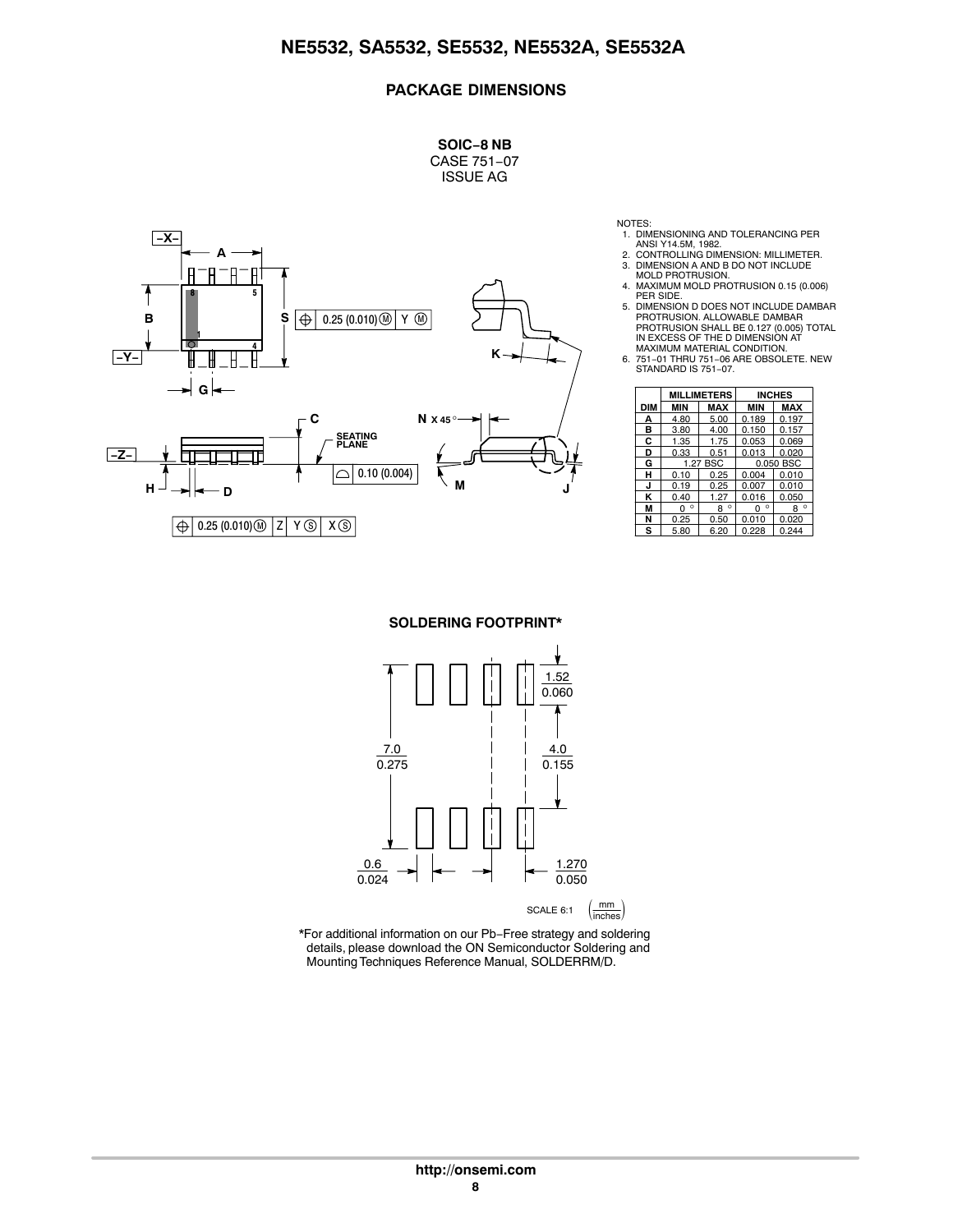## PACKAGE DIMENSIONS

**SOIC−8 NB**
CASE 751−07
ISSUE AG

NOTES:
1. DIMENSIONING AND TOLERANCING PER ANSI Y14.5M, 1982.
2. CONTROLLING DIMENSION: MILLIMETER.
3. DIMENSION A AND B DO NOT INCLUDE MOLD PROTRUSION.
4. MAXIMUM MOLD PROTRUSION 0.15 (0.006) PER SIDE.
5. DIMENSION D DOES NOT INCLUDE DAMBAR PROTRUSION. ALLOWABLE DAMBAR PROTRUSION SHALL BE 0.127 (0.005) TOTAL IN EXCESS OF THE D DIMENSION AT MAXIMUM MATERIAL CONDITION.
6. 751−01 THRU 751−06 ARE OBSOLETE. NEW STANDARD IS 751−07.

| DIM | MILLIMETERS MIN | MILLIMETERS MAX | INCHES MIN | INCHES MAX |
|---|---|---|---|---|
| A | 4.80 | 5.00 | 0.189 | 0.197 |
| B | 3.80 | 4.00 | 0.150 | 0.157 |
| C | 1.35 | 1.75 | 0.053 | 0.069 |
| D | 0.33 | 0.51 | 0.013 | 0.020 |
| G | 1.27 BSC | | 0.050 BSC | |
| H | 0.10 | 0.25 | 0.004 | 0.010 |
| J | 0.19 | 0.25 | 0.007 | 0.010 |
| K | 0.40 | 1.27 | 0.016 | 0.050 |
| M | 0 ° | 8 ° | 0 ° | 8 ° |
| N | 0.25 | 0.50 | 0.010 | 0.020 |
| S | 5.80 | 6.20 | 0.228 | 0.244 |

**SOLDERING FOOTPRINT***

*For additional information on our Pb−Free strategy and soldering details, please download the ON Semiconductor Soldering and Mounting Techniques Reference Manual, SOLDERRM/D.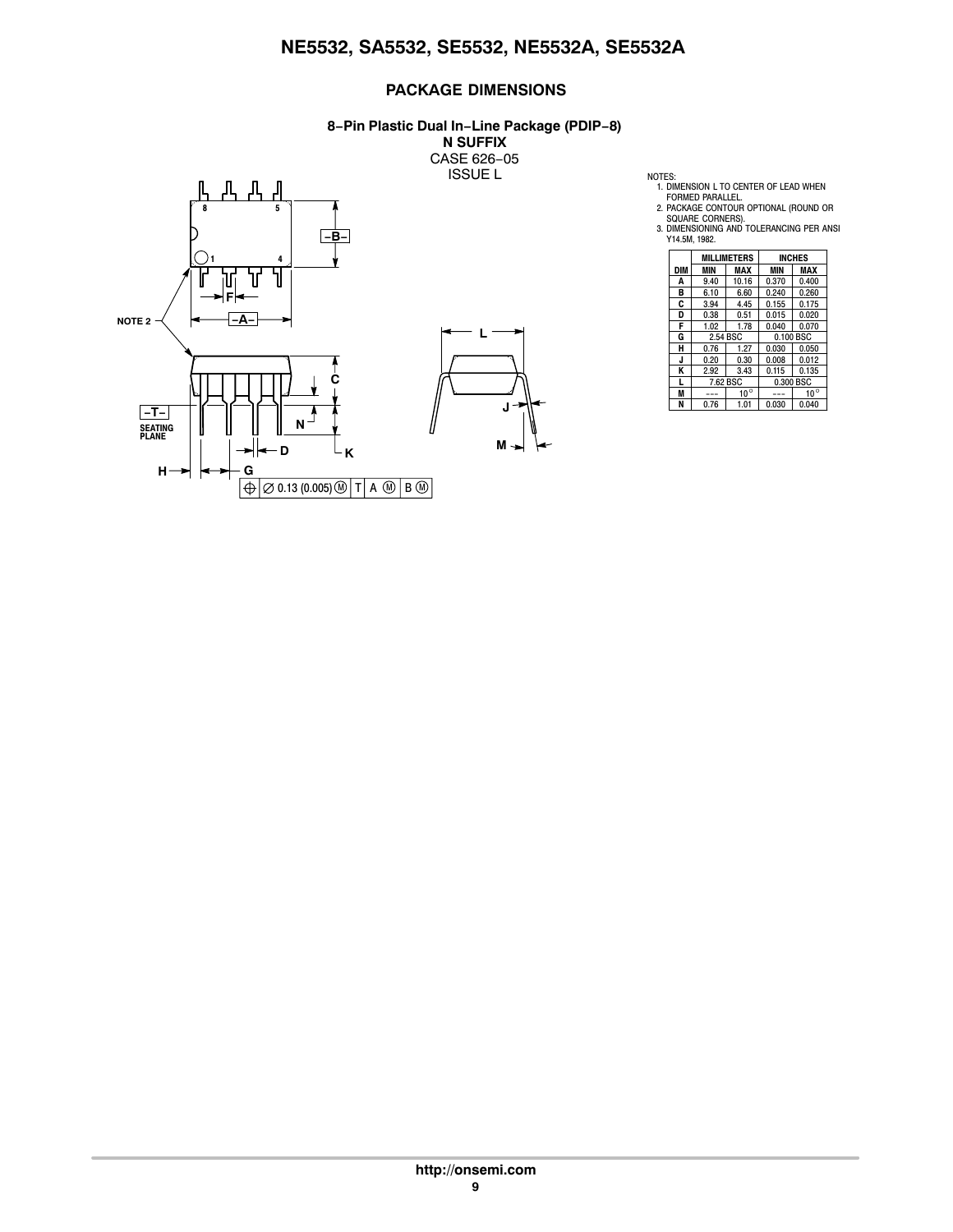## PACKAGE DIMENSIONS

**8−Pin Plastic Dual In−Line Package (PDIP−8)**
**N SUFFIX**
CASE 626−05
ISSUE L

NOTES:
1. DIMENSION L TO CENTER OF LEAD WHEN FORMED PARALLEL.
2. PACKAGE CONTOUR OPTIONAL (ROUND OR SQUARE CORNERS).
3. DIMENSIONING AND TOLERANCING PER ANSI Y14.5M, 1982.

| | MILLIMETERS | | INCHES | |
|---|---|---|---|---|
| DIM | MIN | MAX | MIN | MAX |
| A | 9.40 | 10.16 | 0.370 | 0.400 |
| B | 6.10 | 6.60 | 0.240 | 0.260 |
| C | 3.94 | 4.45 | 0.155 | 0.175 |
| D | 0.38 | 0.51 | 0.015 | 0.020 |
| F | 1.02 | 1.78 | 0.040 | 0.070 |
| G | 2.54 BSC | | 0.100 BSC | |
| H | 0.76 | 1.27 | 0.030 | 0.050 |
| J | 0.20 | 0.30 | 0.008 | 0.012 |
| K | 2.92 | 3.43 | 0.115 | 0.135 |
| L | 7.62 BSC | | 0.300 BSC | |
| M | --- | 10° | --- | 10° |
| N | 0.76 | 1.01 | 0.030 | 0.040 |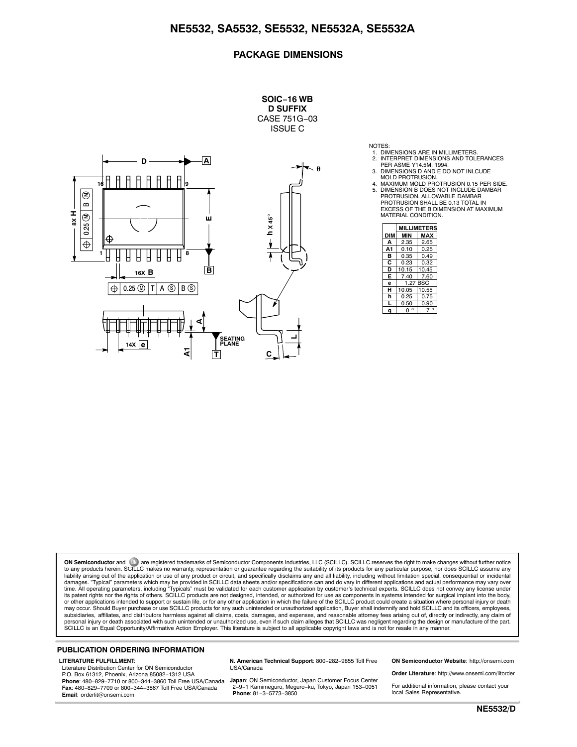## PACKAGE DIMENSIONS

**SOIC−16 WB**
**D SUFFIX**
CASE 751G−03
ISSUE C

NOTES:
1. DIMENSIONS ARE IN MILLIMETERS.
2. INTERPRET DIMENSIONS AND TOLERANCES PER ASME Y14.5M, 1994.
3. DIMENSIONS D AND E DO NOT INLCUDE MOLD PROTRUSION.
4. MAXIMUM MOLD PROTRUSION 0.15 PER SIDE.
5. DIMENSION B DOES NOT INCLUDE DAMBAR PROTRUSION. ALLOWABLE DAMBAR PROTRUSION SHALL BE 0.13 TOTAL IN EXCESS OF THE B DIMENSION AT MAXIMUM MATERIAL CONDITION.

| | MILLIMETERS | |
|---|---|---|
| DIM | MIN | MAX |
| A | 2.35 | 2.65 |
| A1 | 0.10 | 0.25 |
| B | 0.35 | 0.49 |
| C | 0.23 | 0.32 |
| D | 10.15 | 10.45 |
| E | 7.40 | 7.60 |
| e | 1.27 BSC | |
| H | 10.05 | 10.55 |
| h | 0.25 | 0.75 |
| L | 0.50 | 0.90 |
| q | 0 ° | 7 ° |

D
A
16
9
8X H
0.25 M B M
E
h X 45°
θ
1
8
16X B
B
0.25 M T A S B S
A
SEATING PLANE
14X e
A1
T
C
L

**ON Semiconductor** and are registered trademarks of Semiconductor Components Industries, LLC (SCILLC). SCILLC reserves the right to make changes without further notice to any products herein. SCILLC makes no warranty, representation or guarantee regarding the suitability of its products for any particular purpose, nor does SCILLC assume any liability arising out of the application or use of any product or circuit, and specifically disclaims any and all liability, including without limitation special, consequential or incidental damages. "Typical" parameters which may be provided in SCILLC data sheets and/or specifications can and do vary in different applications and actual performance may vary over time. All operating parameters, including "Typicals" must be validated for each customer application by customer's technical experts. SCILLC does not convey any license under its patent rights nor the rights of others. SCILLC products are not designed, intended, or authorized for use as components in systems intended for surgical implant into the body, or other applications intended to support or sustain life, or for any other application in which the failure of the SCILLC product could create a situation where personal injury or death may occur. Should Buyer purchase or use SCILLC products for any such unintended or unauthorized application, Buyer shall indemnify and hold SCILLC and its officers, employees, subsidiaries, affiliates, and distributors harmless against all claims, costs, damages, and expenses, and reasonable attorney fees arising out of, directly or indirectly, any claim of personal injury or death associated with such unintended or unauthorized use, even if such claim alleges that SCILLC was negligent regarding the design or manufacture of the part. SCILLC is an Equal Opportunity/Affirmative Action Employer. This literature is subject to all applicable copyright laws and is not for resale in any manner.

### PUBLICATION ORDERING INFORMATION

**LITERATURE FULFILLMENT**:
Literature Distribution Center for ON Semiconductor
P.O. Box 61312, Phoenix, Arizona 85082−1312 USA
**Phone**: 480−829−7710 or 800−344−3860 Toll Free USA/Canada
**Fax**: 480−829−7709 or 800−344−3867 Toll Free USA/Canada
**Email**: orderlit@onsemi.com

**N. American Technical Support**: 800−282−9855 Toll Free USA/Canada

**Japan**: ON Semiconductor, Japan Customer Focus Center
2−9−1 Kamimeguro, Meguro−ku, Tokyo, Japan 153−0051
**Phone**: 81−3−5773−3850

**ON Semiconductor Website**: http://onsemi.com

**Order Literature**: http://www.onsemi.com/litorder

For additional information, please contact your local Sales Representative.

**NE5532/D**